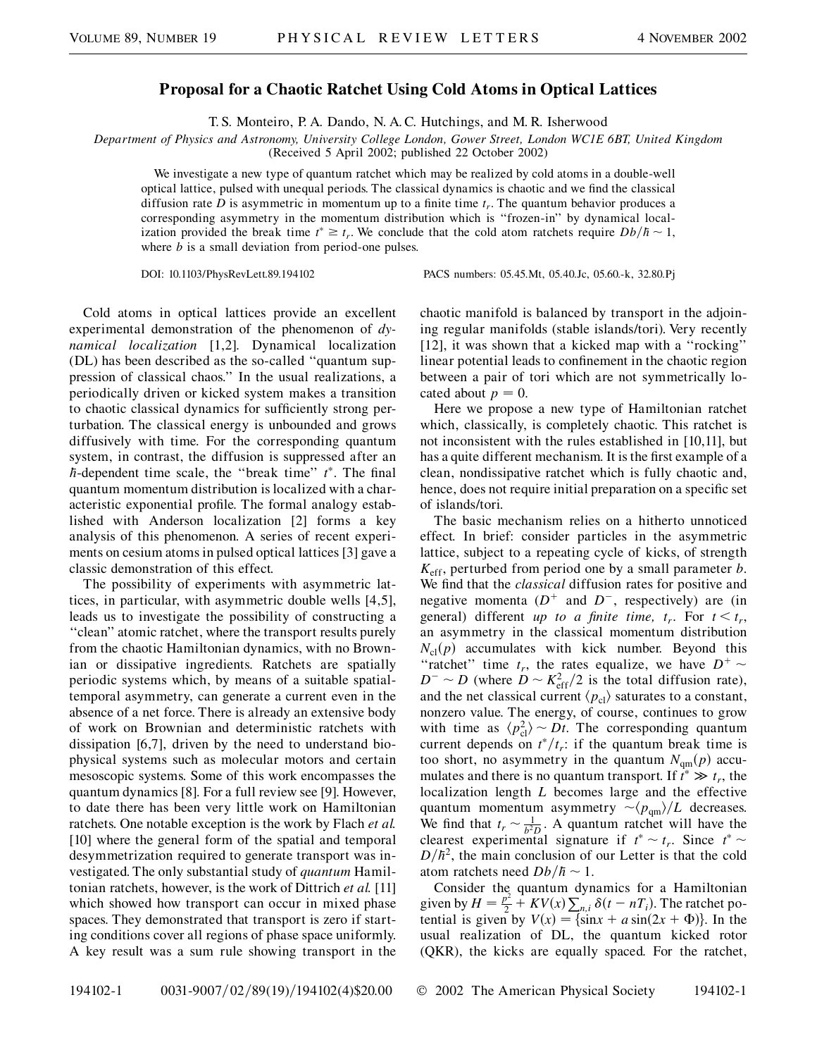# Proposal for a Chaotic Ratchet Using Cold Atoms in Optical Lattices

T. S. Monteiro, P. A. Dando, N. A. C. Hutchings, and M. R. Isherwood

*Department of Physics and Astronomy, University College London, Gower Street, London WC1E 6BT, United Kingdom*
(Received 5 April 2002; published 22 October 2002)

We investigate a new type of quantum ratchet which may be realized by cold atoms in a double-well optical lattice, pulsed with unequal periods. The classical dynamics is chaotic and we find the classical diffusion rate $D$ is asymmetric in momentum up to a finite time $t_r$. The quantum behavior produces a corresponding asymmetry in the momentum distribution which is "frozen-in" by dynamical localization provided the break time $t^* \geq t_r$. We conclude that the cold atom ratchets require $Db/\hbar \sim 1$, where $b$ is a small deviation from period-one pulses.

DOI: 10.1103/PhysRevLett.89.194102 PACS numbers: 05.45.Mt, 05.40.Jc, 05.60.-k, 32.80.Pj

Cold atoms in optical lattices provide an excellent experimental demonstration of the phenomenon of *dynamical localization* [1,2]. Dynamical localization (DL) has been described as the so-called "quantum suppression of classical chaos." In the usual realizations, a periodically driven or kicked system makes a transition to chaotic classical dynamics for sufficiently strong perturbation. The classical energy is unbounded and grows diffusively with time. For the corresponding quantum system, in contrast, the diffusion is suppressed after an $\hbar$-dependent time scale, the "break time" $t^*$. The final quantum momentum distribution is localized with a characteristic exponential profile. The formal analogy established with Anderson localization [2] forms a key analysis of this phenomenon. A series of recent experiments on cesium atoms in pulsed optical lattices [3] gave a classic demonstration of this effect.

The possibility of experiments with asymmetric lattices, in particular, with asymmetric double wells [4,5], leads us to investigate the possibility of constructing a "clean" atomic ratchet, where the transport results purely from the chaotic Hamiltonian dynamics, with no Brownian or dissipative ingredients. Ratchets are spatially periodic systems which, by means of a suitable spatial-temporal asymmetry, can generate a current even in the absence of a net force. There is already an extensive body of work on Brownian and deterministic ratchets with dissipation [6,7], driven by the need to understand biophysical systems such as molecular motors and certain mesoscopic systems. Some of this work encompasses the quantum dynamics [8]. For a full review see [9]. However, to date there has been very little work on Hamiltonian ratchets. One notable exception is the work by Flach *et al.* [10] where the general form of the spatial and temporal desymmetrization required to generate transport was investigated. The only substantial study of *quantum* Hamiltonian ratchets, however, is the work of Dittrich *et al.* [11] which showed how transport can occur in mixed phase spaces. They demonstrated that transport is zero if starting conditions cover all regions of phase space uniformly. A key result was a sum rule showing transport in the chaotic manifold is balanced by transport in the adjoining regular manifolds (stable islands/tori). Very recently [12], it was shown that a kicked map with a "rocking" linear potential leads to confinement in the chaotic region between a pair of tori which are not symmetrically located about $p = 0$.

Here we propose a new type of Hamiltonian ratchet which, classically, is completely chaotic. This ratchet is not inconsistent with the rules established in [10,11], but has a quite different mechanism. It is the first example of a clean, nondissipative ratchet which is fully chaotic and, hence, does not require initial preparation on a specific set of islands/tori.

The basic mechanism relies on a hitherto unnoticed effect. In brief: consider particles in the asymmetric lattice, subject to a repeating cycle of kicks, of strength $K_{\text{eff}}$, perturbed from period one by a small parameter $b$. We find that the *classical* diffusion rates for positive and negative momenta ($D^+$ and $D^-$, respectively) are (in general) different *up to a finite time, $t_r$*. For $t < t_r$, an asymmetry in the classical momentum distribution $N_{\text{cl}}(p)$ accumulates with kick number. Beyond this "ratchet" time $t_r$, the rates equalize, we have $D^+ \sim D^- \sim D$ (where $D \sim K_{\text{eff}}^2/2$ is the total diffusion rate), and the net classical current $\langle p_{\text{cl}} \rangle$ saturates to a constant, nonzero value. The energy, of course, continues to grow with time as $\langle p_{\text{cl}}^2 \rangle \sim Dt$. The corresponding quantum current depends on $t^*/t_r$: if the quantum break time is too short, no asymmetry in the quantum $N_{\text{qm}}(p)$ accumulates and there is no quantum transport. If $t^* \gg t_r$, the localization length $L$ becomes large and the effective quantum momentum asymmetry $\sim \langle p_{\text{qm}} \rangle / L$ decreases. We find that $t_r \sim \frac{1}{b^2 D}$. A quantum ratchet will have the clearest experimental signature if $t^* \sim t_r$. Since $t^* \sim D/\hbar^2$, the main conclusion of our Letter is that the cold atom ratchets need $Db/\hbar \sim 1$.

Consider the quantum dynamics for a Hamiltonian given by $H = \frac{p^2}{2} + KV(x) \sum_{n,i} \delta(t - nT_i)$. The ratchet potential is given by $V(x) = \{\sin x + a \sin(2x + \Phi)\}$. In the usual realization of DL, the quantum kicked rotor (QKR), the kicks are equally spaced. For the ratchet,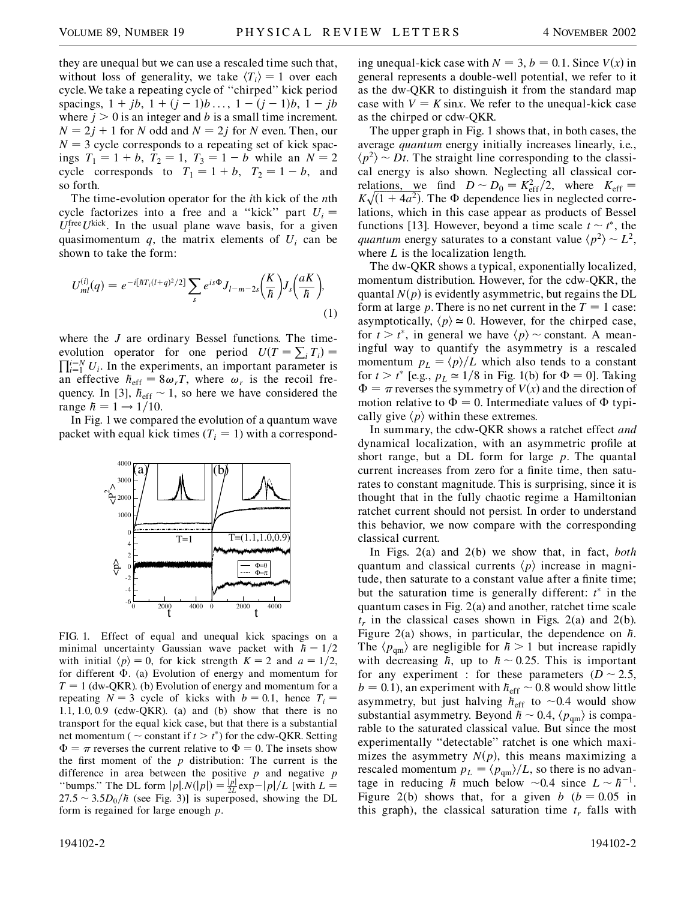they are unequal but we can use a rescaled time such that, without loss of generality, we take $\langle T_i \rangle = 1$ over each cycle. We take a repeating cycle of "chirped" kick period spacings, $1 + jb$, $1 + (j-1)b \ldots$, $1 - (j-1)b$, $1 - jb$ where $j > 0$ is an integer and $b$ is a small time increment. $N = 2j + 1$ for $N$ odd and $N = 2j$ for $N$ even. Then, our $N = 3$ cycle corresponds to a repeating set of kick spacings $T_1 = 1 + b$, $T_2 = 1$, $T_3 = 1 - b$ while an $N = 2$ cycle corresponds to $T_1 = 1 + b$, $T_2 = 1 - b$, and so forth.

The time-evolution operator for the $i$th kick of the $n$th cycle factorizes into a free and a "kick" part $U_i = U_i^{\text{free}} U^{\text{kick}}$. In the usual plane wave basis, for a given quasimomentum $q$, the matrix elements of $U_i$ can be shown to take the form:

$$U_{ml}^{(i)}(q) = e^{-i[\hbar T_i (l+q)^2/2]} \sum_s e^{is\Phi} J_{l-m-2s}\left(\frac{K}{\hbar}\right) J_s\left(\frac{aK}{\hbar}\right), \tag{1}$$

where the $J$ are ordinary Bessel functions. The time-evolution operator for one period $U(T = \sum_i T_i) = \prod_{i=1}^{i=N} U_i$. In the experiments, an important parameter is an effective $\hbar_{\text{eff}} = 8\omega_r T$, where $\omega_r$ is the recoil frequency. In [3], $\hbar_{\text{eff}} \sim 1$, so here we have considered the range $\hbar = 1 \to 1/10$.

In Fig. 1 we compared the evolution of a quantum wave packet with equal kick times ($T_i = 1$) with a corresponding unequal-kick case with $N = 3$, $b = 0.1$. Since $V(x)$ in general represents a double-well potential, we refer to it as the dw-QKR to distinguish it from the standard map case with $V = K \sin x$. We refer to the unequal-kick case as the chirped or cdw-QKR.

FIG. 1. Effect of equal and unequal kick spacings on a minimal uncertainty Gaussian wave packet with $\hbar = 1/2$ with initial $\langle p \rangle = 0$, for kick strength $K = 2$ and $a = 1/2$, for different $\Phi$. (a) Evolution of energy and momentum for $T = 1$ (dw-QKR). (b) Evolution of energy and momentum for a repeating $N = 3$ cycle of kicks with $b = 0.1$, hence $T_i = 1.1, 1.0, 0.9$ (cdw-QKR). (a) and (b) show that there is no transport for the equal kick case, but that there is a substantial net momentum ($\sim$ constant if $t > t^*$) for the cdw-QKR. Setting $\Phi = \pi$ reverses the current relative to $\Phi = 0$. The insets show the first moment of the $p$ distribution: The current is the difference in area between the positive $p$ and negative $p$ "bumps." The DL form $|p|.N(|p|) = \frac{|p|}{2L} \exp -|p|/L$ [with $L = 27.5 \sim 3.5 D_0/\hbar$ (see Fig. 3)] is superposed, showing the DL form is regained for large enough $p$.

The upper graph in Fig. 1 shows that, in both cases, the average *quantum* energy initially increases linearly, i.e., $\langle p^2 \rangle \sim Dt$. The straight line corresponding to the classical energy is also shown. Neglecting all classical correlations, we find $D \sim D_0 = K_{\text{eff}}^2/2$, where $K_{\text{eff}} = K\sqrt{(1 + 4a^2)}$. The $\Phi$ dependence lies in neglected correlations, which in this case appear as products of Bessel functions [13]. However, beyond a time scale $t \sim t^*$, the *quantum* energy saturates to a constant value $\langle p^2 \rangle \sim L^2$, where $L$ is the localization length.

The dw-QKR shows a typical, exponentially localized, momentum distribution. However, for the cdw-QKR, the quantal $N(p)$ is evidently asymmetric, but regains the DL form at large $p$. There is no net current in the $T = 1$ case: asymptotically, $\langle p \rangle \simeq 0$. However, for the chirped case, for $t > t^*$, in general we have $\langle p \rangle \sim$ constant. A meaningful way to quantify the asymmetry is a rescaled momentum $p_L = \langle p \rangle / L$ which also tends to a constant for $t > t^*$ [e.g., $p_L \simeq 1/8$ in Fig. 1(b) for $\Phi = 0$]. Taking $\Phi = \pi$ reverses the symmetry of $V(x)$ and the direction of motion relative to $\Phi = 0$. Intermediate values of $\Phi$ typically give $\langle p \rangle$ within these extremes.

In summary, the cdw-QKR shows a ratchet effect *and* dynamical localization, with an asymmetric profile at short range, but a DL form for large $p$. The quantal current increases from zero for a finite time, then saturates to constant magnitude. This is surprising, since it is thought that in the fully chaotic regime a Hamiltonian ratchet current should not persist. In order to understand this behavior, we now compare with the corresponding classical current.

In Figs. 2(a) and 2(b) we show that, in fact, *both* quantum and classical currents $\langle p \rangle$ increase in magnitude, then saturate to a constant value after a finite time; but the saturation time is generally different: $t^*$ in the quantum cases in Fig. 2(a) and another, ratchet time scale $t_r$ in the classical cases shown in Figs. 2(a) and 2(b). Figure 2(a) shows, in particular, the dependence on $\hbar$. The $\langle p_{\text{qm}} \rangle$ are negligible for $\hbar > 1$ but increase rapidly with decreasing $\hbar$, up to $\hbar \sim 0.25$. This is important for any experiment : for these parameters ($D \sim 2.5$, $b = 0.1$), an experiment with $\hbar_{\text{eff}} \sim 0.8$ would show little asymmetry, but just halving $\hbar_{\text{eff}}$ to $\sim 0.4$ would show substantial asymmetry. Beyond $\hbar \sim 0.4$, $\langle p_{\text{qm}} \rangle$ is comparable to the saturated classical value. But since the most experimentally "detectable" ratchet is one which maximizes the asymmetry $N(p)$, this means maximizing a rescaled momentum $p_L = \langle p_{\text{qm}} \rangle / L$, so there is no advantage in reducing $\hbar$ much below $\sim 0.4$ since $L \sim \hbar^{-1}$. Figure 2(b) shows that, for a given $b$ ($b = 0.05$ in this graph), the classical saturation time $t_r$ falls with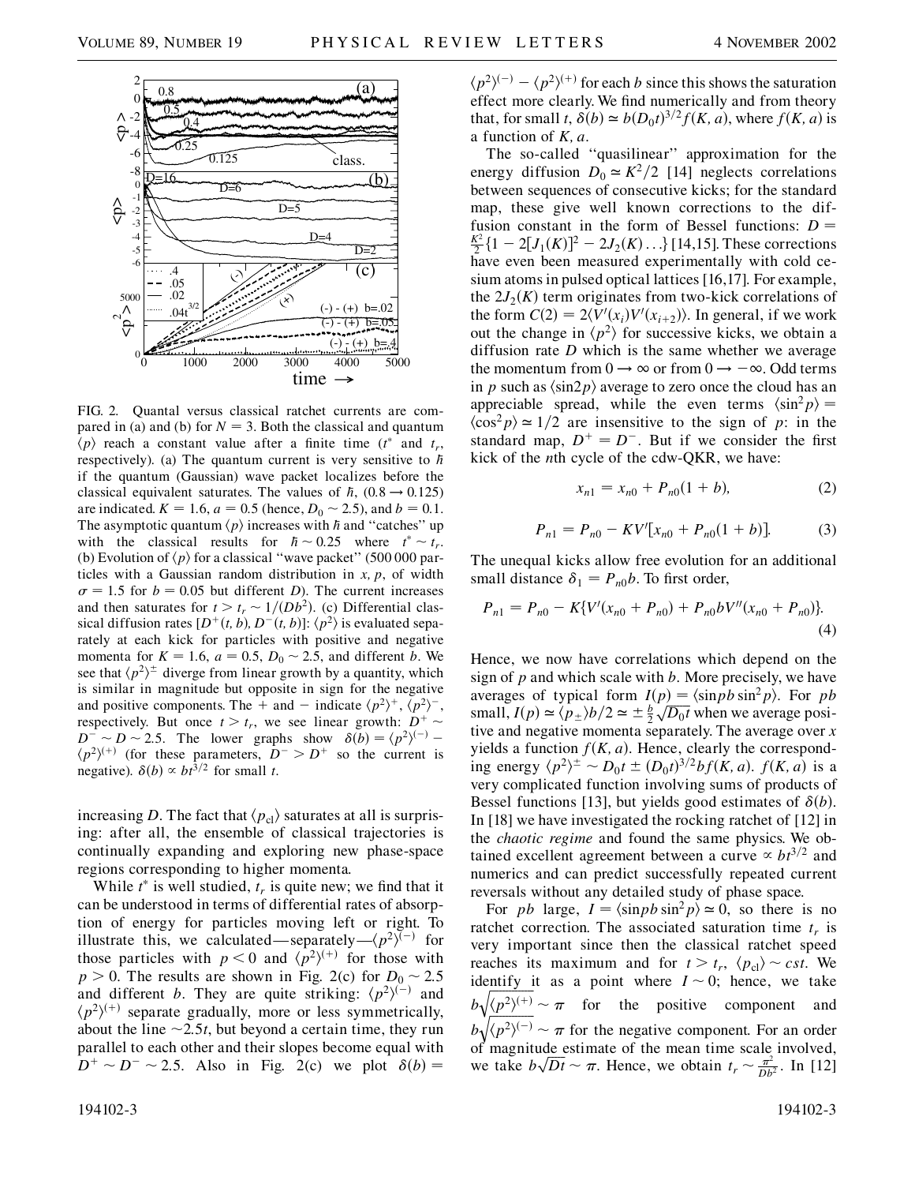FIG. 2. Quantal versus classical ratchet currents are compared in (a) and (b) for $N = 3$. Both the classical and quantum $\langle p \rangle$ reach a constant value after a finite time ($t^*$ and $t_r$, respectively). (a) The quantum current is very sensitive to $\hbar$ if the quantum (Gaussian) wave packet localizes before the classical equivalent saturates. The values of $\hbar$, $(0.8 \rightarrow 0.125)$ are indicated. $K = 1.6$, $a = 0.5$ (hence, $D_0 \sim 2.5$), and $b = 0.1$. The asymptotic quantum $\langle p \rangle$ increases with $\hbar$ and "catches" up with the classical results for $\hbar \sim 0.25$ where $t^* \sim t_r$. (b) Evolution of $\langle p \rangle$ for a classical "wave packet" (500 000 particles with a Gaussian random distribution in $x$, $p$, of width $\sigma = 1.5$ for $b = 0.05$ but different $D$). The current increases and then saturates for $t > t_r \sim 1/(Db^2)$. (c) Differential classical diffusion rates $[D^+(t, b), D^-(t, b)]$: $\langle p^2 \rangle$ is evaluated separately at each kick for particles with positive and negative momenta for $K = 1.6$, $a = 0.5$, $D_0 \sim 2.5$, and different $b$. We see that $\langle p^2 \rangle^\pm$ diverge from linear growth by a quantity, which is similar in magnitude but opposite in sign for the negative and positive components. The + and − indicate $\langle p^2 \rangle^+$, $\langle p^2 \rangle^-$, respectively. But once $t > t_r$, we see linear growth: $D^+ \sim D^- \sim D \sim 2.5$. The lower graphs show $\delta(b) = \langle p^2 \rangle^{(-)} - \langle p^2 \rangle^{(+)}$ (for these parameters, $D^- > D^+$ so the current is negative). $\delta(b) \propto bt^{3/2}$ for small $t$.

increasing $D$. The fact that $\langle p_{\rm cl} \rangle$ saturates at all is surprising: after all, the ensemble of classical trajectories is continually expanding and exploring new phase-space regions corresponding to higher momenta.

While $t^*$ is well studied, $t_r$ is quite new; we find that it can be understood in terms of differential rates of absorption of energy for particles moving left or right. To illustrate this, we calculated—separately—$\langle p^2 \rangle^{(-)}$ for those particles with $p < 0$ and $\langle p^2 \rangle^{(+)}$ for those with $p > 0$. The results are shown in Fig. 2(c) for $D_0 \sim 2.5$ and different $b$. They are quite striking: $\langle p^2 \rangle^{(-)}$ and $\langle p^2 \rangle^{(+)}$ separate gradually, more or less symmetrically, about the line $\sim 2.5t$, but beyond a certain time, they run parallel to each other and their slopes become equal with $D^+ \sim D^- \sim 2.5$. Also in Fig. 2(c) we plot $\delta(b) = \langle p^2 \rangle^{(-)} - \langle p^2 \rangle^{(+)}$ for each $b$ since this shows the saturation effect more clearly. We find numerically and from theory that, for small $t$, $\delta(b) \simeq b(D_0 t)^{3/2} f(K, a)$, where $f(K, a)$ is a function of $K, a$.

The so-called "quasilinear" approximation for the energy diffusion $D_0 \simeq K^2/2$ [14] neglects correlations between sequences of consecutive kicks; for the standard map, these give well known corrections to the diffusion constant in the form of Bessel functions: $D = \frac{K^2}{2}\{1 - 2[J_1(K)]^2 - 2J_2(K) \ldots\}$ [14,15]. These corrections have even been measured experimentally with cold cesium atoms in pulsed optical lattices [16,17]. For example, the $2J_2(K)$ term originates from two-kick correlations of the form $C(2) = 2\langle V'(x_i) V'(x_{i+2}) \rangle$. In general, if we work out the change in $\langle p^2 \rangle$ for successive kicks, we obtain a diffusion rate $D$ which is the same whether we average the momentum from $0 \rightarrow \infty$ or from $0 \rightarrow -\infty$. Odd terms in $p$ such as $\langle \sin 2p \rangle$ average to zero once the cloud has an appreciable spread, while the even terms $\langle \sin^2 p \rangle = \langle \cos^2 p \rangle \simeq 1/2$ are insensitive to the sign of $p$: in the standard map, $D^+ = D^-$. But if we consider the first kick of the $n$th cycle of the cdw-QKR, we have:

$$x_{n1} = x_{n0} + P_{n0}(1 + b), \tag{2}$$

$$P_{n1} = P_{n0} - KV'[x_{n0} + P_{n0}(1 + b)]. \tag{3}$$

The unequal kicks allow free evolution for an additional small distance $\delta_1 = P_{n0} b$. To first order,

$$P_{n1} = P_{n0} - K\{V'(x_{n0} + P_{n0}) + P_{n0} b V''(x_{n0} + P_{n0})\}. \tag{4}$$

Hence, we now have correlations which depend on the sign of $p$ and which scale with $b$. More precisely, we have averages of typical form $I(p) = \langle \sin pb \sin^2 p \rangle$. For $pb$ small, $I(p) \simeq \langle p_\pm \rangle b/2 \simeq \pm \frac{b}{2}\sqrt{D_0 t}$ when we average positive and negative momenta separately. The average over $x$ yields a function $f(K, a)$. Hence, clearly the corresponding energy $\langle p^2 \rangle^\pm \sim D_0 t \pm (D_0 t)^{3/2} b f(K, a)$. $f(K, a)$ is a very complicated function involving sums of products of Bessel functions [13], but yields good estimates of $\delta(b)$. In [18] we have investigated the rocking ratchet of [12] in the *chaotic regime* and found the same physics. We obtained excellent agreement between a curve $\propto bt^{3/2}$ and numerics and can predict successfully repeated current reversals without any detailed study of phase space.

For $pb$ large, $I = \langle \sin pb \sin^2 p \rangle \simeq 0$, so there is no ratchet correction. The associated saturation time $t_r$ is very important since then the classical ratchet speed reaches its maximum and for $t > t_r$, $\langle p_{\rm cl} \rangle \sim cst$. We identify it as a point where $I \sim 0$; hence, we take $b\sqrt{\langle p^2 \rangle^{(+)}} \sim \pi$ for the positive component and $b\sqrt{\langle p^2 \rangle^{(-)}} \sim \pi$ for the negative component. For an order of magnitude estimate of the mean time scale involved, we take $b\sqrt{Dt} \sim \pi$. Hence, we obtain $t_r \sim \frac{\pi^2}{Db^2}$. In [12]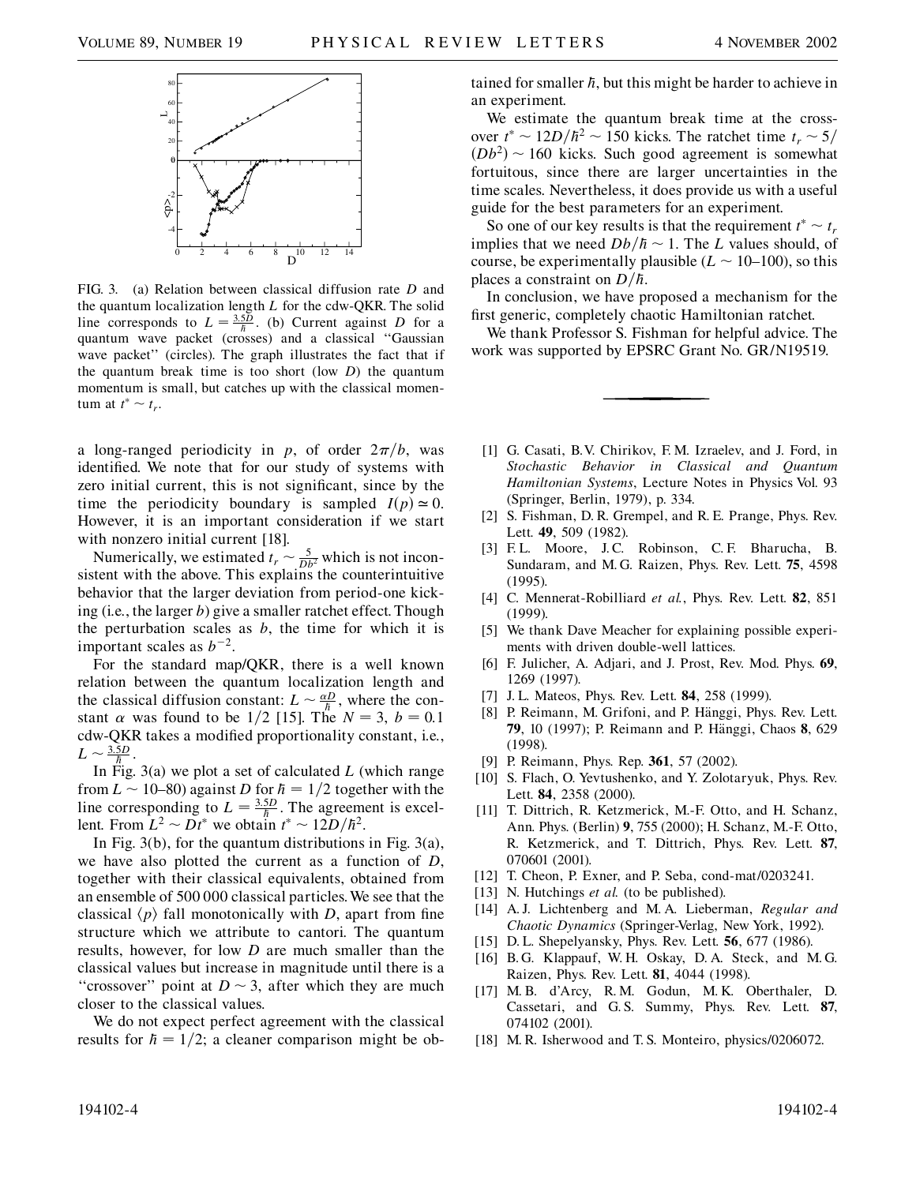L

80

60

40

20

0

<p>

-2

-4

0 2 4 6 8 10 12 14

D

FIG. 3. (a) Relation between classical diffusion rate $D$ and the quantum localization length $L$ for the cdw-QKR. The solid line corresponds to $L = \frac{3.5D}{\hbar}$. (b) Current against $D$ for a quantum wave packet (crosses) and a classical "Gaussian wave packet" (circles). The graph illustrates the fact that if the quantum break time is too short (low $D$) the quantum momentum is small, but catches up with the classical momentum at $t^* \sim t_r$.

a long-ranged periodicity in $p$, of order $2\pi/b$, was identified. We note that for our study of systems with zero initial current, this is not significant, since by the time the periodicity boundary is sampled $I(p) \simeq 0$. However, it is an important consideration if we start with nonzero initial current [18].

Numerically, we estimated $t_r \sim \frac{5}{Db^2}$ which is not inconsistent with the above. This explains the counterintuitive behavior that the larger deviation from period-one kicking (i.e., the larger $b$) give a smaller ratchet effect. Though the perturbation scales as $b$, the time for which it is important scales as $b^{-2}$.

For the standard map/QKR, there is a well known relation between the quantum localization length and the classical diffusion constant: $L \sim \frac{\alpha D}{\hbar}$, where the constant $\alpha$ was found to be $1/2$ [15]. The $N = 3$, $b = 0.1$ cdw-QKR takes a modified proportionality constant, i.e., $L \sim \frac{3.5D}{\hbar}$.

In Fig. 3(a) we plot a set of calculated $L$ (which range from $L \sim 10$–$80$) against $D$ for $\hbar = 1/2$ together with the line corresponding to $L = \frac{3.5D}{\hbar}$. The agreement is excellent. From $L^2 \sim Dt^*$ we obtain $t^* \sim 12D/\hbar^2$.

In Fig. 3(b), for the quantum distributions in Fig. 3(a), we have also plotted the current as a function of $D$, together with their classical equivalents, obtained from an ensemble of 500 000 classical particles. We see that the classical $\langle p \rangle$ fall monotonically with $D$, apart from fine structure which we attribute to cantori. The quantum results, however, for low $D$ are much smaller than the classical values but increase in magnitude until there is a "crossover" point at $D \sim 3$, after which they are much closer to the classical values.

We do not expect perfect agreement with the classical results for $\hbar = 1/2$; a cleaner comparison might be obtained for smaller $\hbar$, but this might be harder to achieve in an experiment.

We estimate the quantum break time at the crossover $t^* \sim 12D/\hbar^2 \sim 150$ kicks. The ratchet time $t_r \sim 5/(Db^2) \sim 160$ kicks. Such good agreement is somewhat fortuitous, since there are larger uncertainties in the time scales. Nevertheless, it does provide us with a useful guide for the best parameters for an experiment.

So one of our key results is that the requirement $t^* \sim t_r$ implies that we need $Db/\hbar \sim 1$. The $L$ values should, of course, be experimentally plausible ($L \sim 10$–$100$), so this places a constraint on $D/\hbar$.

In conclusion, we have proposed a mechanism for the first generic, completely chaotic Hamiltonian ratchet.

We thank Professor S. Fishman for helpful advice. The work was supported by EPSRC Grant No. GR/N19519.

---

[1] G. Casati, B.V. Chirikov, F.M. Izraelev, and J. Ford, in *Stochastic Behavior in Classical and Quantum Hamiltonian Systems*, Lecture Notes in Physics Vol. 93 (Springer, Berlin, 1979), p. 334.

[2] S. Fishman, D.R. Grempel, and R.E. Prange, Phys. Rev. Lett. **49**, 509 (1982).

[3] F.L. Moore, J.C. Robinson, C.F. Bharucha, B. Sundaram, and M.G. Raizen, Phys. Rev. Lett. **75**, 4598 (1995).

[4] C. Mennerat-Robilliard *et al.*, Phys. Rev. Lett. **82**, 851 (1999).

[5] We thank Dave Meacher for explaining possible experiments with driven double-well lattices.

[6] F. Julicher, A. Adjari, and J. Prost, Rev. Mod. Phys. **69**, 1269 (1997).

[7] J.L. Mateos, Phys. Rev. Lett. **84**, 258 (1999).

[8] P. Reimann, M. Grifoni, and P. Hänggi, Phys. Rev. Lett. **79**, 10 (1997); P. Reimann and P. Hänggi, Chaos **8**, 629 (1998).

[9] P. Reimann, Phys. Rep. **361**, 57 (2002).

[10] S. Flach, O. Yevtushenko, and Y. Zolotaryuk, Phys. Rev. Lett. **84**, 2358 (2000).

[11] T. Dittrich, R. Ketzmerick, M.-F. Otto, and H. Schanz, Ann. Phys. (Berlin) **9**, 755 (2000); H. Schanz, M.-F. Otto, R. Ketzmerick, and T. Dittrich, Phys. Rev. Lett. **87**, 070601 (2001).

[12] T. Cheon, P. Exner, and P. Seba, cond-mat/0203241.

[13] N. Hutchings *et al.* (to be published).

[14] A.J. Lichtenberg and M.A. Lieberman, *Regular and Chaotic Dynamics* (Springer-Verlag, New York, 1992).

[15] D.L. Shepelyansky, Phys. Rev. Lett. **56**, 677 (1986).

[16] B.G. Klappauf, W.H. Oskay, D.A. Steck, and M.G. Raizen, Phys. Rev. Lett. **81**, 4044 (1998).

[17] M.B. d'Arcy, R.M. Godun, M.K. Oberthaler, D. Cassetari, and G.S. Summy, Phys. Rev. Lett. **87**, 074102 (2001).

[18] M.R. Isherwood and T.S. Monteiro, physics/0206072.